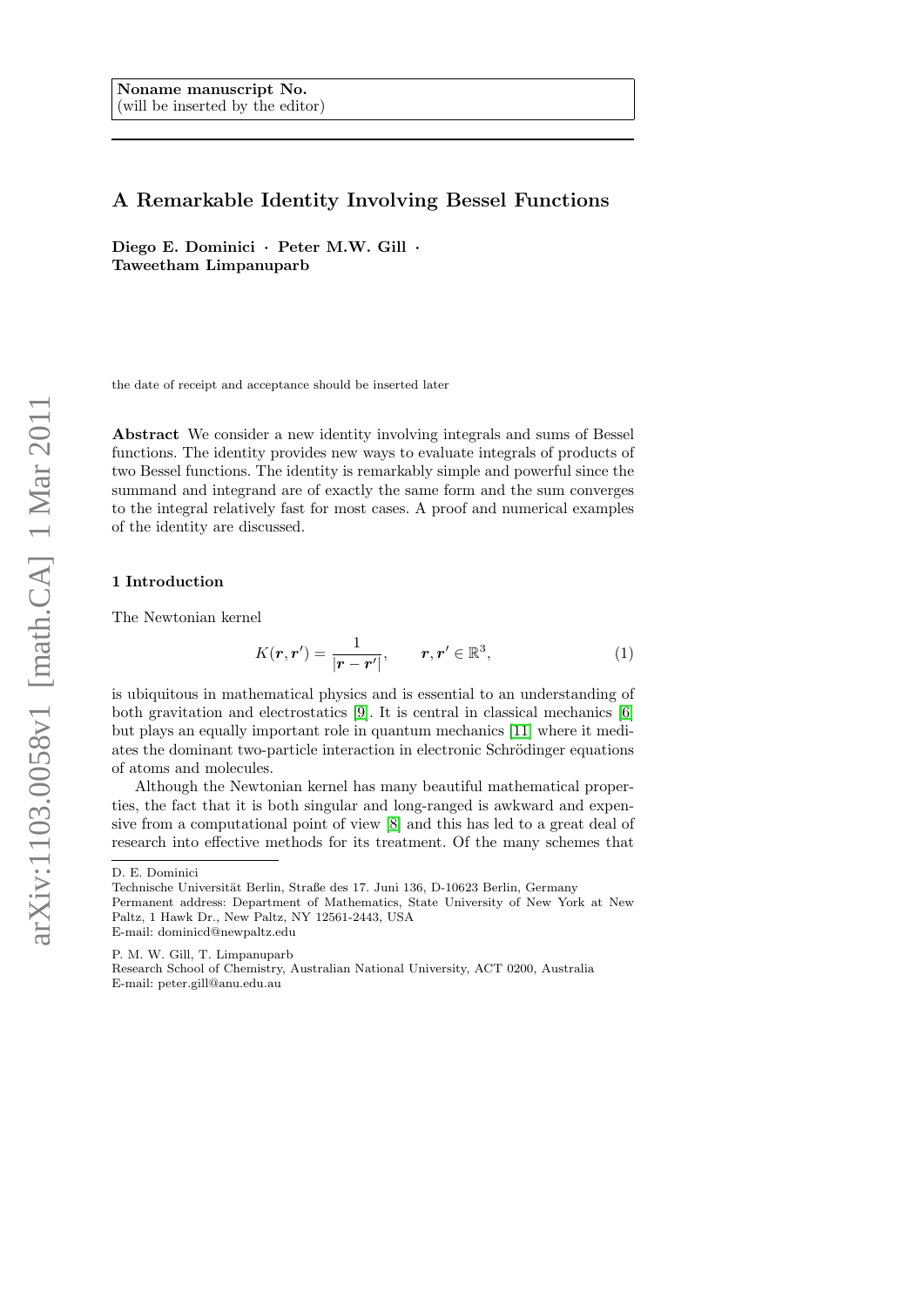Noname manuscript No.
(will be inserted by the editor)

# A Remarkable Identity Involving Bessel Functions

**Diego E. Dominici · Peter M.W. Gill · Taweetham Limpanuparb**

the date of receipt and acceptance should be inserted later

**Abstract** We consider a new identity involving integrals and sums of Bessel functions. The identity provides new ways to evaluate integrals of products of two Bessel functions. The identity is remarkably simple and powerful since the summand and integrand are of exactly the same form and the sum converges to the integral relatively fast for most cases. A proof and numerical examples of the identity are discussed.

## 1 Introduction

The Newtonian kernel

$$K(\boldsymbol{r}, \boldsymbol{r}') = \frac{1}{|\boldsymbol{r} - \boldsymbol{r}'|}, \qquad \boldsymbol{r}, \boldsymbol{r}' \in \mathbb{R}^3, \tag{1}$$

is ubiquitous in mathematical physics and is essential to an understanding of both gravitation and electrostatics [9]. It is central in classical mechanics [6] but plays an equally important role in quantum mechanics [11] where it mediates the dominant two-particle interaction in electronic Schrödinger equations of atoms and molecules.

Although the Newtonian kernel has many beautiful mathematical properties, the fact that it is both singular and long-ranged is awkward and expensive from a computational point of view [8] and this has led to a great deal of research into effective methods for its treatment. Of the many schemes that

---

D. E. Dominici
Technische Universität Berlin, Straße des 17. Juni 136, D-10623 Berlin, Germany
Permanent address: Department of Mathematics, State University of New York at New Paltz, 1 Hawk Dr., New Paltz, NY 12561-2443, USA
E-mail: dominicd@newpaltz.edu

P. M. W. Gill, T. Limpanuparb
Research School of Chemistry, Australian National University, ACT 0200, Australia
E-mail: peter.gill@anu.edu.au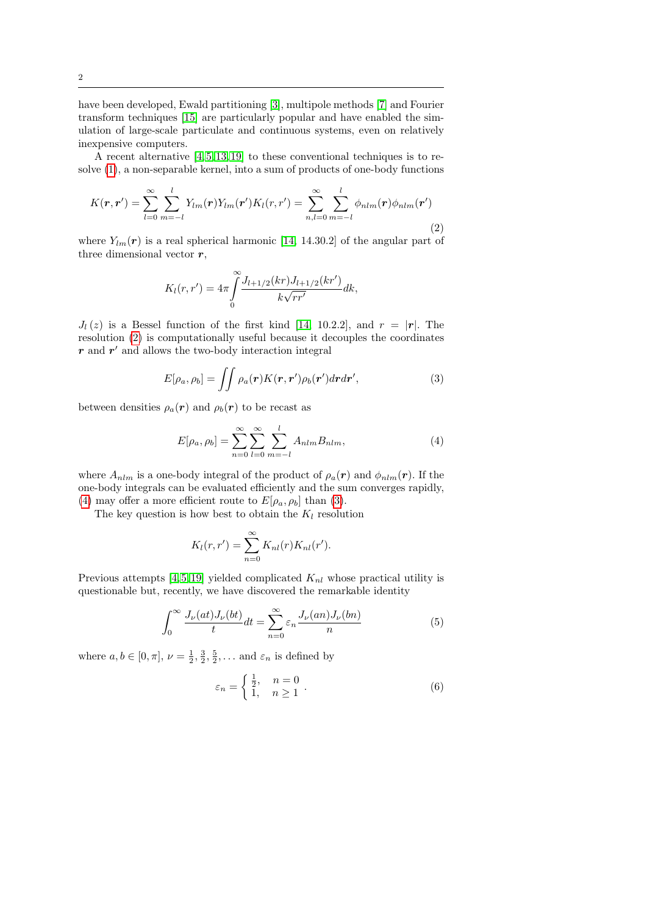have been developed, Ewald partitioning [3], multipole methods [7] and Fourier transform techniques [15] are particularly popular and have enabled the simulation of large-scale particulate and continuous systems, even on relatively inexpensive computers.

A recent alternative [4,5,13,19] to these conventional techniques is to resolve (1), a non-separable kernel, into a sum of products of one-body functions

$$K(\boldsymbol{r},\boldsymbol{r}') = \sum_{l=0}^{\infty}\sum_{m=-l}^{l} Y_{lm}(\boldsymbol{r})Y_{lm}(\boldsymbol{r}')K_l(r,r') = \sum_{n,l=0}^{\infty}\sum_{m=-l}^{l} \phi_{nlm}(\boldsymbol{r})\phi_{nlm}(\boldsymbol{r}') \tag{2}$$

where $Y_{lm}(\boldsymbol{r})$ is a real spherical harmonic [14, 14.30.2] of the angular part of three dimensional vector $\boldsymbol{r}$,

$$K_l(r,r') = 4\pi\int_0^{\infty} \frac{J_{l+1/2}(kr)J_{l+1/2}(kr')}{k\sqrt{rr'}}dk,$$

$J_l(z)$ is a Bessel function of the first kind [14, 10.2.2], and $r = |\boldsymbol{r}|$. The resolution (2) is computationally useful because it decouples the coordinates $\boldsymbol{r}$ and $\boldsymbol{r}'$ and allows the two-body interaction integral

$$E[\rho_a,\rho_b] = \iint \rho_a(\boldsymbol{r})K(\boldsymbol{r},\boldsymbol{r}')\rho_b(\boldsymbol{r}')d\boldsymbol{r}d\boldsymbol{r}', \tag{3}$$

between densities $\rho_a(\boldsymbol{r})$ and $\rho_b(\boldsymbol{r})$ to be recast as

$$E[\rho_a,\rho_b] = \sum_{n=0}^{\infty}\sum_{l=0}^{\infty}\sum_{m=-l}^{l} A_{nlm}B_{nlm}, \tag{4}$$

where $A_{nlm}$ is a one-body integral of the product of $\rho_a(\boldsymbol{r})$ and $\phi_{nlm}(\boldsymbol{r})$. If the one-body integrals can be evaluated efficiently and the sum converges rapidly, (4) may offer a more efficient route to $E[\rho_a,\rho_b]$ than (3).

The key question is how best to obtain the $K_l$ resolution

$$K_l(r,r') = \sum_{n=0}^{\infty} K_{nl}(r)K_{nl}(r').$$

Previous attempts [4,5,19] yielded complicated $K_{nl}$ whose practical utility is questionable but, recently, we have discovered the remarkable identity

$$\int_0^{\infty} \frac{J_\nu(at)J_\nu(bt)}{t}dt = \sum_{n=0}^{\infty} \varepsilon_n \frac{J_\nu(an)J_\nu(bn)}{n} \tag{5}$$

where $a,b \in [0,\pi]$, $\nu = \frac{1}{2},\frac{3}{2},\frac{5}{2},\ldots$ and $\varepsilon_n$ is defined by

$$\varepsilon_n = \begin{cases} \frac{1}{2}, & n=0 \\ 1, & n \geq 1 \end{cases}. \tag{6}$$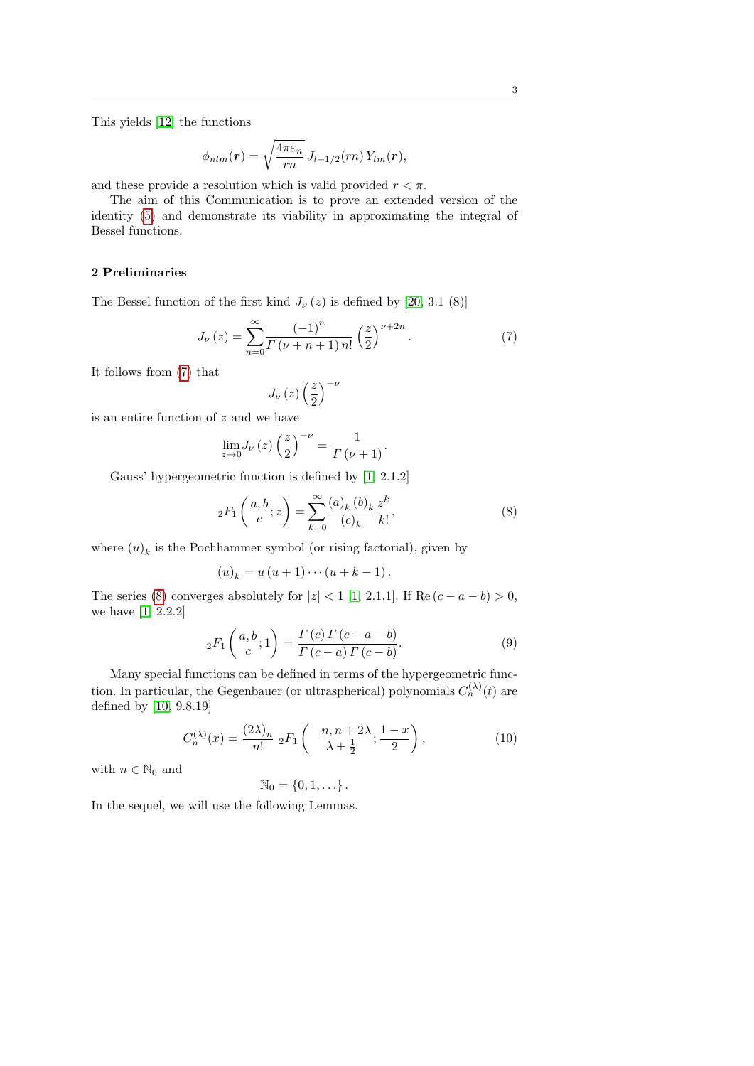This yields [12] the functions

$$\phi_{nlm}(\boldsymbol{r}) = \sqrt{\frac{4\pi\varepsilon_n}{rn}}\, J_{l+1/2}(rn)\, Y_{lm}(\boldsymbol{r}),$$

and these provide a resolution which is valid provided $r < \pi$.

The aim of this Communication is to prove an extended version of the identity (5) and demonstrate its viability in approximating the integral of Bessel functions.

## 2 Preliminaries

The Bessel function of the first kind $J_\nu(z)$ is defined by [20, 3.1 (8)]

$$J_\nu(z) = \sum_{n=0}^{\infty} \frac{(-1)^n}{\Gamma(\nu+n+1)\, n!} \left(\frac{z}{2}\right)^{\nu+2n}. \tag{7}$$

It follows from (7) that

$$J_\nu(z) \left(\frac{z}{2}\right)^{-\nu}$$

is an entire function of $z$ and we have

$$\lim_{z\to 0} J_\nu(z) \left(\frac{z}{2}\right)^{-\nu} = \frac{1}{\Gamma(\nu+1)}.$$

Gauss' hypergeometric function is defined by [1, 2.1.2]

$${}_2F_1\left(\begin{matrix} a, b \\ c \end{matrix}; z\right) = \sum_{k=0}^{\infty} \frac{(a)_k\,(b)_k}{(c)_k} \frac{z^k}{k!}, \tag{8}$$

where $(u)_k$ is the Pochhammer symbol (or rising factorial), given by

$$(u)_k = u\,(u+1)\cdots(u+k-1).$$

The series (8) converges absolutely for $|z| < 1$ [1, 2.1.1]. If $\mathrm{Re}\,(c-a-b) > 0$, we have [1, 2.2.2]

$${}_2F_1\left(\begin{matrix} a, b \\ c \end{matrix}; 1\right) = \frac{\Gamma(c)\,\Gamma(c-a-b)}{\Gamma(c-a)\,\Gamma(c-b)}. \tag{9}$$

Many special functions can be defined in terms of the hypergeometric function. In particular, the Gegenbauer (or ultraspherical) polynomials $C_n^{(\lambda)}(t)$ are defined by [10, 9.8.19]

$$C_n^{(\lambda)}(x) = \frac{(2\lambda)_n}{n!}\, {}_2F_1\left(\begin{matrix} -n, n+2\lambda \\ \lambda+\frac{1}{2} \end{matrix}; \frac{1-x}{2}\right), \tag{10}$$

with $n \in \mathbb{N}_0$ and

$$\mathbb{N}_0 = \{0, 1, \ldots\}.$$

In the sequel, we will use the following Lemmas.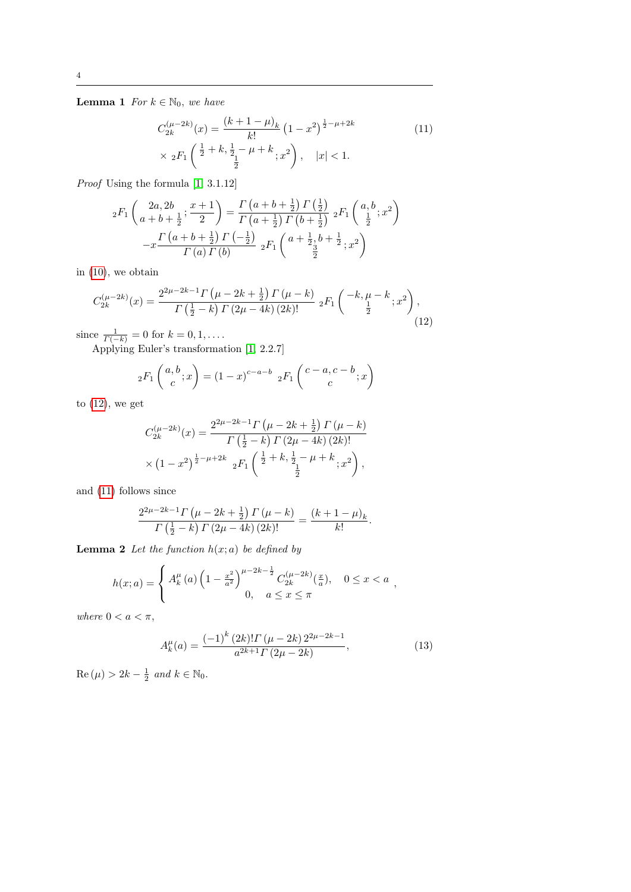**Lemma 1** *For $k \in \mathbb{N}_0$, we have*

$$C_{2k}^{(\mu-2k)}(x) = \frac{(k+1-\mu)_k}{k!} \left(1-x^2\right)^{\frac{1}{2}-\mu+2k} \times {}_2F_1\left(\begin{matrix} \frac{1}{2}+k, \frac{1}{2}-\mu+k \\ \frac{1}{2} \end{matrix}; x^2\right), \quad |x|<1. \tag{11}$$

*Proof* Using the formula [1, 3.1.12]

$${}_2F_1\left(\begin{matrix} 2a, 2b \\ a+b+\frac{1}{2} \end{matrix}; \frac{x+1}{2}\right) = \frac{\Gamma\left(a+b+\frac{1}{2}\right)\Gamma\left(\frac{1}{2}\right)}{\Gamma\left(a+\frac{1}{2}\right)\Gamma\left(b+\frac{1}{2}\right)} {}_2F_1\left(\begin{matrix} a, b \\ \frac{1}{2} \end{matrix}; x^2\right) - x\frac{\Gamma\left(a+b+\frac{1}{2}\right)\Gamma\left(-\frac{1}{2}\right)}{\Gamma(a)\Gamma(b)} {}_2F_1\left(\begin{matrix} a+\frac{1}{2}, b+\frac{1}{2} \\ \frac{3}{2} \end{matrix}; x^2\right)$$

in (10), we obtain

$$C_{2k}^{(\mu-2k)}(x) = \frac{2^{2\mu-2k-1}\Gamma\left(\mu-2k+\frac{1}{2}\right)\Gamma(\mu-k)}{\Gamma\left(\frac{1}{2}-k\right)\Gamma(2\mu-4k)(2k)!} {}_2F_1\left(\begin{matrix} -k, \mu-k \\ \frac{1}{2} \end{matrix}; x^2\right), \tag{12}$$

since $\frac{1}{\Gamma(-k)} = 0$ for $k = 0, 1, \ldots$.

Applying Euler's transformation [1, 2.2.7]

$${}_2F_1\left(\begin{matrix} a, b \\ c \end{matrix}; x\right) = (1-x)^{c-a-b} {}_2F_1\left(\begin{matrix} c-a, c-b \\ c \end{matrix}; x\right)$$

to (12), we get

$$C_{2k}^{(\mu-2k)}(x) = \frac{2^{2\mu-2k-1}\Gamma\left(\mu-2k+\frac{1}{2}\right)\Gamma(\mu-k)}{\Gamma\left(\frac{1}{2}-k\right)\Gamma(2\mu-4k)(2k)!} \times \left(1-x^2\right)^{\frac{1}{2}-\mu+2k} {}_2F_1\left(\begin{matrix} \frac{1}{2}+k, \frac{1}{2}-\mu+k \\ \frac{1}{2} \end{matrix}; x^2\right),$$

and (11) follows since

$$\frac{2^{2\mu-2k-1}\Gamma\left(\mu-2k+\frac{1}{2}\right)\Gamma(\mu-k)}{\Gamma\left(\frac{1}{2}-k\right)\Gamma(2\mu-4k)(2k)!} = \frac{(k+1-\mu)_k}{k!}.$$

**Lemma 2** *Let the function $h(x;a)$ be defined by*

$$h(x;a) = \begin{cases} A_k^\mu(a)\left(1-\frac{x^2}{a^2}\right)^{\mu-2k-\frac{1}{2}} C_{2k}^{(\mu-2k)}\left(\frac{x}{a}\right), & 0 \le x < a \\ 0, & a \le x \le \pi \end{cases},$$

*where $0 < a < \pi$,*

$$A_k^\mu(a) = \frac{(-1)^k (2k)!\Gamma(\mu-2k) 2^{2\mu-2k-1}}{a^{2k+1}\Gamma(2\mu-2k)}, \tag{13}$$

$\mathrm{Re}(\mu) > 2k - \frac{1}{2}$ *and $k \in \mathbb{N}_0$.*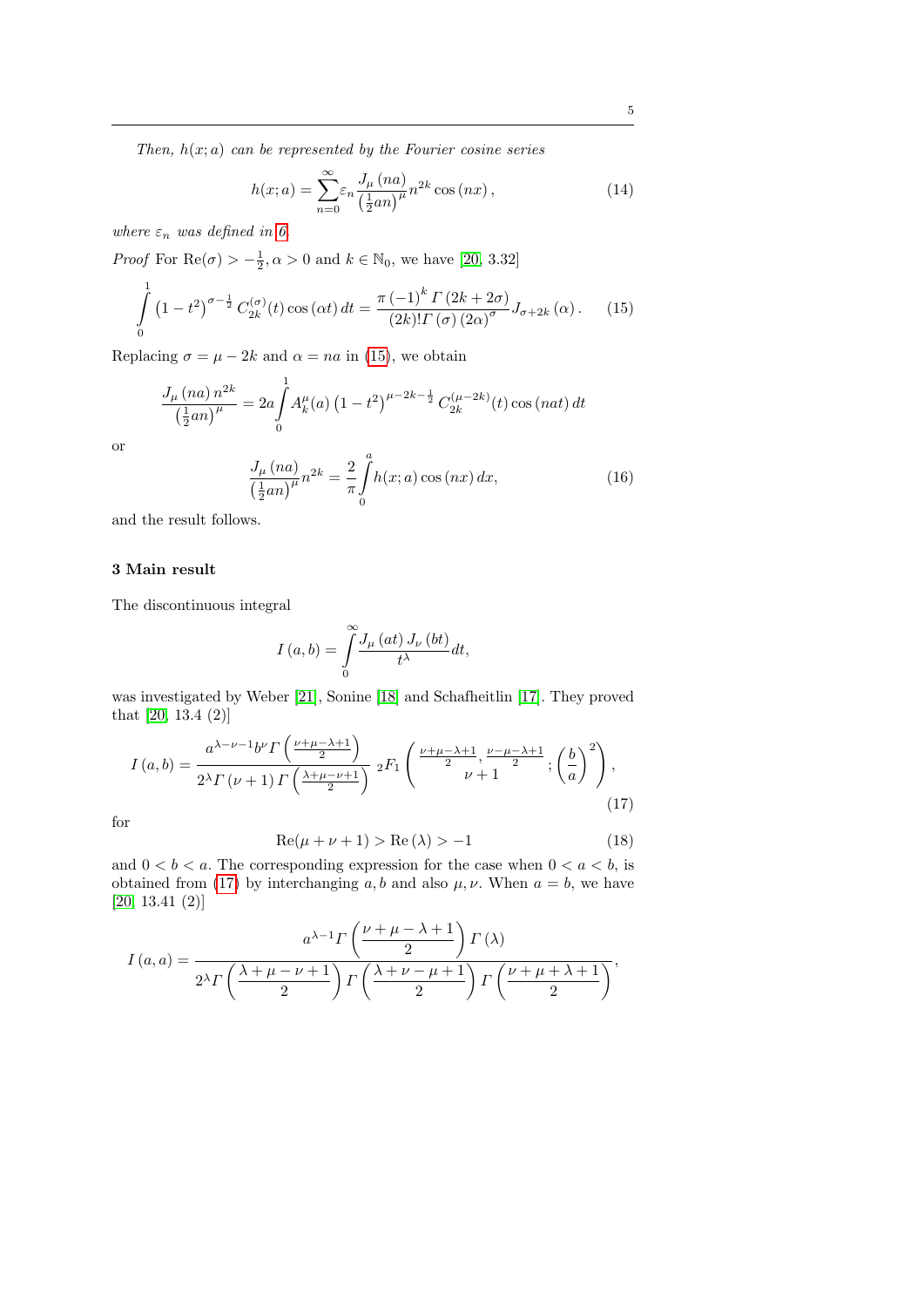*Then, $h(x;a)$ can be represented by the Fourier cosine series*

$$h(x;a)=\sum_{n=0}^{\infty}\varepsilon_n \frac{J_\mu(na)}{\left(\frac{1}{2}an\right)^\mu} n^{2k}\cos(nx), \tag{14}$$

*where $\varepsilon_n$ was defined in 6.*

*Proof* For $\mathrm{Re}(\sigma)>-\frac{1}{2}, \alpha>0$ and $k\in\mathbb{N}_0$, we have [20, 3.32]

$$\int_0^1 \left(1-t^2\right)^{\sigma-\frac{1}{2}} C_{2k}^{(\sigma)}(t)\cos(\alpha t)\,dt=\frac{\pi(-1)^k\Gamma(2k+2\sigma)}{(2k)!\Gamma(\sigma)(2\alpha)^\sigma}J_{\sigma+2k}(\alpha). \tag{15}$$

Replacing $\sigma=\mu-2k$ and $\alpha=na$ in (15), we obtain

$$\frac{J_\mu(na)\,n^{2k}}{\left(\frac{1}{2}an\right)^\mu}=2a\int_0^1 A_k^\mu(a)\left(1-t^2\right)^{\mu-2k-\frac{1}{2}} C_{2k}^{(\mu-2k)}(t)\cos(nat)\,dt$$

or

$$\frac{J_\mu(na)}{\left(\frac{1}{2}an\right)^\mu}n^{2k}=\frac{2}{\pi}\int_0^a h(x;a)\cos(nx)\,dx, \tag{16}$$

and the result follows.

## 3 Main result

The discontinuous integral

$$I(a,b)=\int_0^\infty \frac{J_\mu(at)\,J_\nu(bt)}{t^\lambda}dt,$$

was investigated by Weber [21], Sonine [18] and Schafheitlin [17]. They proved that [20, 13.4 (2)]

$$I(a,b)=\frac{a^{\lambda-\nu-1}b^\nu\Gamma\left(\frac{\nu+\mu-\lambda+1}{2}\right)}{2^\lambda\Gamma(\nu+1)\Gamma\left(\frac{\lambda+\mu-\nu+1}{2}\right)}\,{}_2F_1\left(\begin{matrix}\frac{\nu+\mu-\lambda+1}{2},\frac{\nu-\mu-\lambda+1}{2}\\ \nu+1\end{matrix};\left(\frac{b}{a}\right)^2\right), \tag{17}$$

for

$$\mathrm{Re}(\mu+\nu+1)>\mathrm{Re}(\lambda)>-1 \tag{18}$$

and $0<b<a$. The corresponding expression for the case when $0<a<b$, is obtained from (17) by interchanging $a,b$ and also $\mu,\nu$. When $a=b$, we have [20, 13.41 (2)]

$$I(a,a)=\frac{a^{\lambda-1}\Gamma\left(\frac{\nu+\mu-\lambda+1}{2}\right)\Gamma(\lambda)}{2^\lambda\Gamma\left(\frac{\lambda+\mu-\nu+1}{2}\right)\Gamma\left(\frac{\lambda+\nu-\mu+1}{2}\right)\Gamma\left(\frac{\nu+\mu+\lambda+1}{2}\right)},$$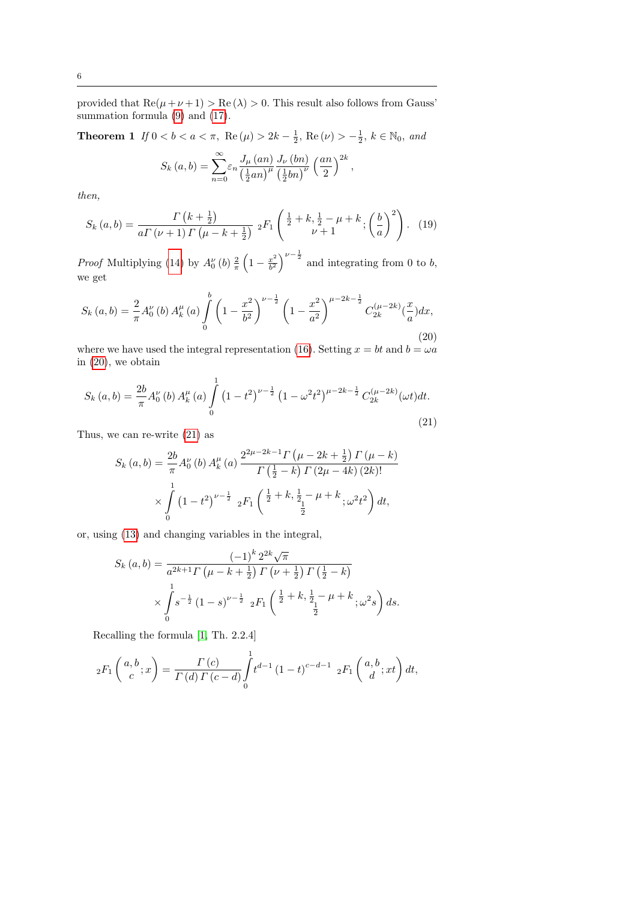provided that $\mathrm{Re}(\mu+\nu+1) > \mathrm{Re}\,(\lambda) > 0$. This result also follows from Gauss' summation formula (9) and (17).

**Theorem 1** *If* $0 < b < a < \pi$, $\mathrm{Re}\,(\mu) > 2k - \frac{1}{2}$, $\mathrm{Re}\,(\nu) > -\frac{1}{2}$, $k \in \mathbb{N}_0$, *and*

$$S_k\left(a,b\right) = \sum_{n=0}^{\infty} \varepsilon_n \frac{J_\mu\left(an\right)}{\left(\frac{1}{2}an\right)^\mu} \frac{J_\nu\left(bn\right)}{\left(\frac{1}{2}bn\right)^\nu} \left(\frac{an}{2}\right)^{2k},$$

*then,*

$$S_k\left(a,b\right) = \frac{\Gamma\left(k+\frac{1}{2}\right)}{a\Gamma\left(\nu+1\right)\Gamma\left(\mu-k+\frac{1}{2}\right)} \; {}_2F_1\left(\begin{matrix}\frac{1}{2}+k, \frac{1}{2}-\mu+k \\ \nu+1\end{matrix}; \left(\frac{b}{a}\right)^2\right). \quad (19)$$

*Proof* Multiplying (14) by $A_0^\nu\left(b\right) \frac{2}{\pi}\left(1-\frac{x^2}{b^2}\right)^{\nu-\frac{1}{2}}$ and integrating from 0 to $b$, we get

$$S_k\left(a,b\right) = \frac{2}{\pi} A_0^\nu\left(b\right) A_k^\mu\left(a\right) \int_0^b \left(1-\frac{x^2}{b^2}\right)^{\nu-\frac{1}{2}} \left(1-\frac{x^2}{a^2}\right)^{\mu-2k-\frac{1}{2}} C_{2k}^{(\mu-2k)}\left(\frac{x}{a}\right) dx, \quad (20)$$

where we have used the integral representation (16). Setting $x = bt$ and $b = \omega a$ in (20), we obtain

$$S_k\left(a,b\right) = \frac{2b}{\pi} A_0^\nu\left(b\right) A_k^\mu\left(a\right) \int_0^1 \left(1-t^2\right)^{\nu-\frac{1}{2}} \left(1-\omega^2 t^2\right)^{\mu-2k-\frac{1}{2}} C_{2k}^{(\mu-2k)}(\omega t) dt. \quad (21)$$

Thus, we can re-write (21) as

$$S_k\left(a,b\right) = \frac{2b}{\pi} A_0^\nu\left(b\right) A_k^\mu\left(a\right) \frac{2^{2\mu-2k-1}\Gamma\left(\mu-2k+\frac{1}{2}\right)\Gamma\left(\mu-k\right)}{\Gamma\left(\frac{1}{2}-k\right)\Gamma\left(2\mu-4k\right)(2k)!}$$
$$\times \int_0^1 \left(1-t^2\right)^{\nu-\frac{1}{2}} \; {}_2F_1\left(\begin{matrix}\frac{1}{2}+k, \frac{1}{2}-\mu+k \\ \frac{1}{2}\end{matrix}; \omega^2 t^2\right) dt,$$

or, using (13) and changing variables in the integral,

$$S_k\left(a,b\right) = \frac{\left(-1\right)^k 2^{2k}\sqrt{\pi}}{a^{2k+1}\Gamma\left(\mu-k+\frac{1}{2}\right)\Gamma\left(\nu+\frac{1}{2}\right)\Gamma\left(\frac{1}{2}-k\right)}$$
$$\times \int_0^1 s^{-\frac{1}{2}}\left(1-s\right)^{\nu-\frac{1}{2}} \; {}_2F_1\left(\begin{matrix}\frac{1}{2}+k, \frac{1}{2}-\mu+k \\ \frac{1}{2}\end{matrix}; \omega^2 s\right) ds.$$

Recalling the formula [1, Th. 2.2.4]

$${}_2F_1\left(\begin{matrix}a, b \\ c\end{matrix}; x\right) = \frac{\Gamma\left(c\right)}{\Gamma\left(d\right)\Gamma\left(c-d\right)} \int_0^1 t^{d-1}\left(1-t\right)^{c-d-1} \; {}_2F_1\left(\begin{matrix}a, b \\ d\end{matrix}; xt\right) dt,$$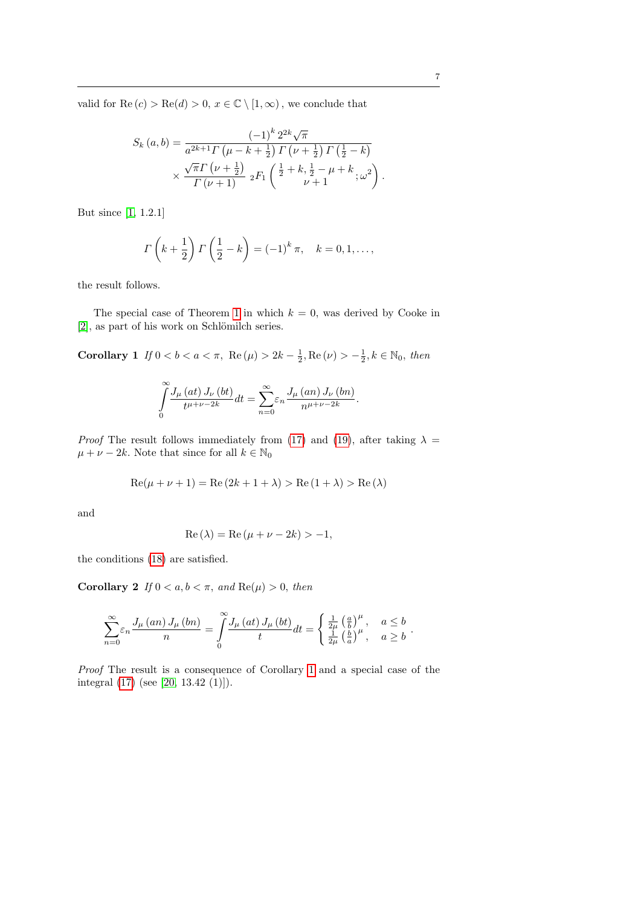valid for $\mathrm{Re}\,(c) > \mathrm{Re}(d) > 0,\ x \in \mathbb{C} \setminus [1, \infty)$, we conclude that

$$S_k(a, b) = \frac{(-1)^k\, 2^{2k} \sqrt{\pi}}{a^{2k+1} \Gamma\left(\mu - k + \frac{1}{2}\right) \Gamma\left(\nu + \frac{1}{2}\right) \Gamma\left(\frac{1}{2} - k\right)} \times \frac{\sqrt{\pi}\,\Gamma\left(\nu + \frac{1}{2}\right)}{\Gamma(\nu + 1)} \, {}_2F_1\left(\begin{matrix} \frac{1}{2} + k, \frac{1}{2} - \mu + k \\ \nu + 1 \end{matrix}; \omega^2\right).$$

But since [1, 1.2.1]

$$\Gamma\left(k + \frac{1}{2}\right) \Gamma\left(\frac{1}{2} - k\right) = (-1)^k\, \pi, \quad k = 0, 1, \ldots,$$

the result follows.

The special case of Theorem 1 in which $k = 0$, was derived by Cooke in [2], as part of his work on Schlömilch series.

**Corollary 1** *If* $0 < b < a < \pi,\ \mathrm{Re}\,(\mu) > 2k - \frac{1}{2}, \mathrm{Re}\,(\nu) > -\frac{1}{2}, k \in \mathbb{N}_0,$ *then*

$$\int_0^\infty \frac{J_\mu(at)\, J_\nu(bt)}{t^{\mu+\nu-2k}}\, dt = \sum_{n=0}^{\infty} \varepsilon_n \frac{J_\mu(an)\, J_\nu(bn)}{n^{\mu+\nu-2k}}.$$

*Proof* The result follows immediately from (17) and (19), after taking $\lambda = \mu + \nu - 2k$. Note that since for all $k \in \mathbb{N}_0$

$$\mathrm{Re}(\mu + \nu + 1) = \mathrm{Re}\,(2k + 1 + \lambda) > \mathrm{Re}\,(1 + \lambda) > \mathrm{Re}\,(\lambda)$$

and

$$\mathrm{Re}\,(\lambda) = \mathrm{Re}\,(\mu + \nu - 2k) > -1,$$

the conditions (18) are satisfied.

**Corollary 2** *If* $0 < a, b < \pi,$ *and* $\mathrm{Re}(\mu) > 0,$ *then*

$$\sum_{n=0}^{\infty} \varepsilon_n \frac{J_\mu(an)\, J_\mu(bn)}{n} = \int_0^\infty \frac{J_\mu(at)\, J_\mu(bt)}{t}\, dt = \begin{cases} \frac{1}{2\mu}\left(\frac{a}{b}\right)^\mu, & a \leq b \\ \frac{1}{2\mu}\left(\frac{b}{a}\right)^\mu, & a \geq b \end{cases}.$$

*Proof* The result is a consequence of Corollary 1 and a special case of the integral (17) (see [20, 13.42 (1)]).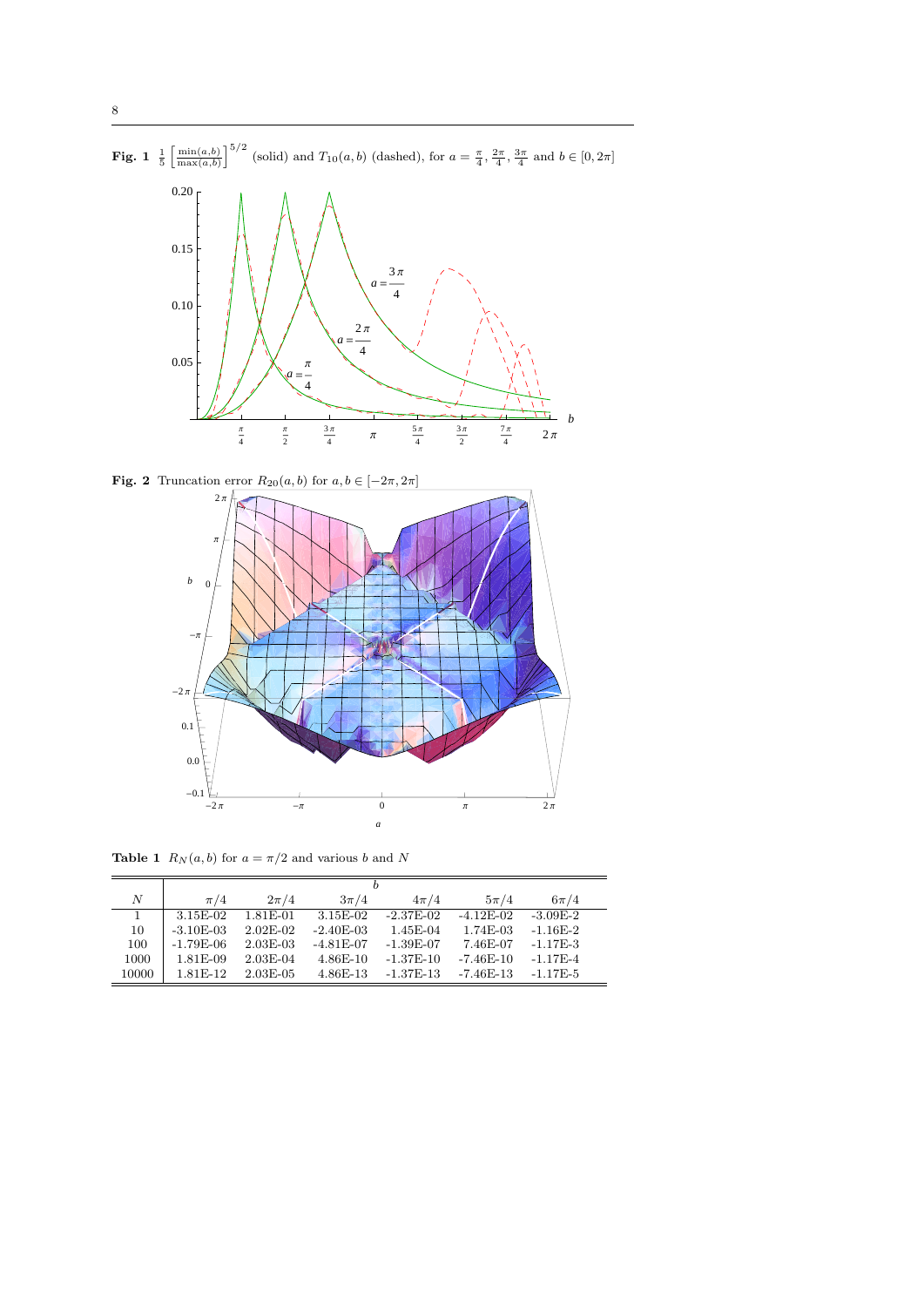**Fig. 1** $\frac{1}{5}\left[\frac{\min(a,b)}{\max(a,b)}\right]^{5/2}$ (solid) and $T_{10}(a,b)$ (dashed), for $a = \frac{\pi}{4}, \frac{2\pi}{4}, \frac{3\pi}{4}$ and $b \in [0, 2\pi]$

**Fig. 2** Truncation error $R_{20}(a,b)$ for $a, b \in [-2\pi, 2\pi]$

**Table 1** $R_N(a,b)$ for $a = \pi/2$ and various $b$ and $N$

| | $b$ | | | | | |
|---|---|---|---|---|---|---|
| $N$ | $\pi/4$ | $2\pi/4$ | $3\pi/4$ | $4\pi/4$ | $5\pi/4$ | $6\pi/4$ |
| 1 | 3.15E-02 | 1.81E-01 | 3.15E-02 | -2.37E-02 | -4.12E-02 | -3.09E-2 |
| 10 | -3.10E-03 | 2.02E-02 | -2.40E-03 | 1.45E-04 | 1.74E-03 | -1.16E-2 |
| 100 | -1.79E-06 | 2.03E-03 | -4.81E-07 | -1.39E-07 | 7.46E-07 | -1.17E-3 |
| 1000 | 1.81E-09 | 2.03E-04 | 4.86E-10 | -1.37E-10 | -7.46E-10 | -1.17E-4 |
| 10000 | 1.81E-12 | 2.03E-05 | 4.86E-13 | -1.37E-13 | -7.46E-13 | -1.17E-5 |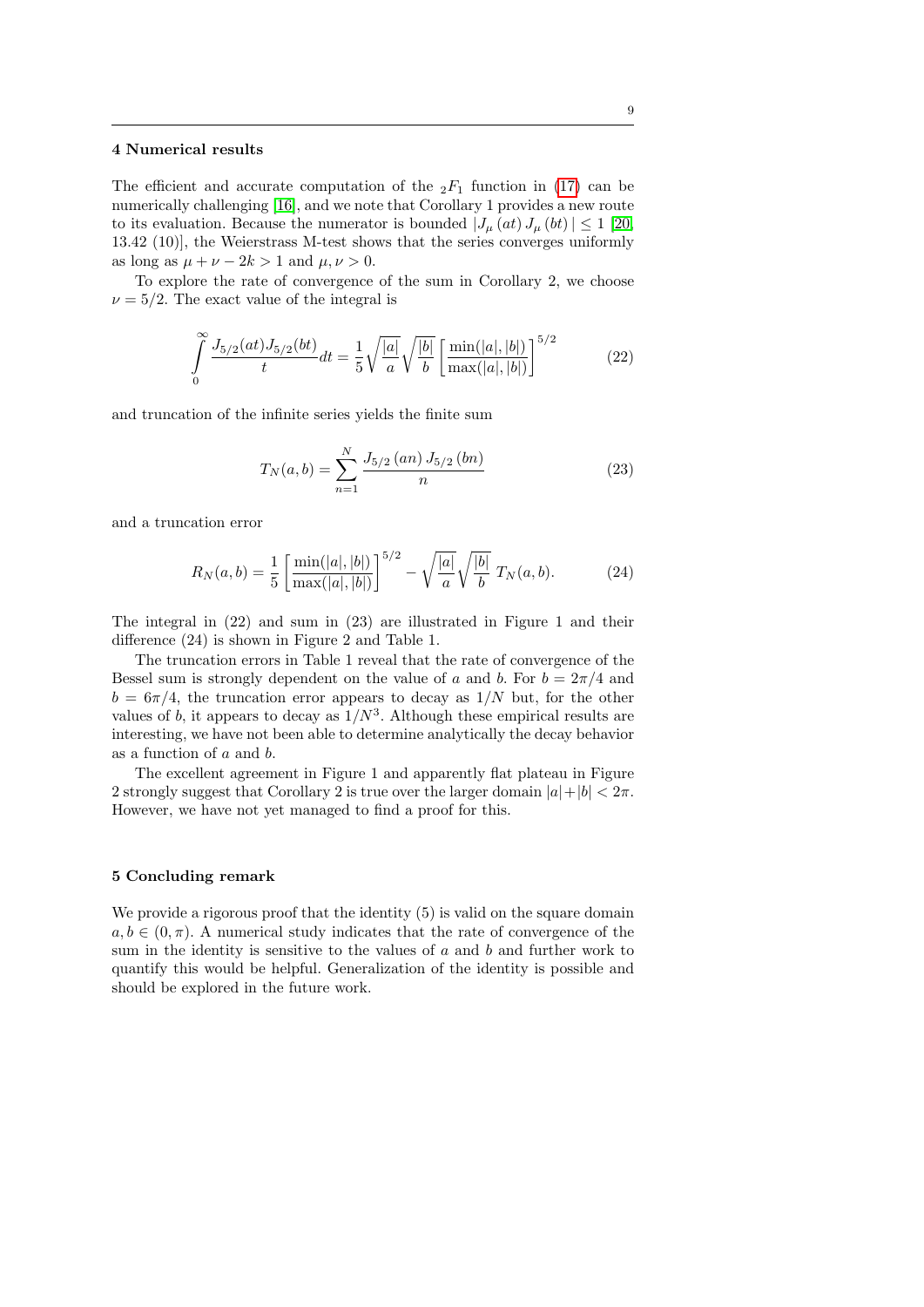## 4 Numerical results

The efficient and accurate computation of the ${}_2F_1$ function in (17) can be numerically challenging [16], and we note that Corollary 1 provides a new route to its evaluation. Because the numerator is bounded $|J_\mu(at)\, J_\mu(bt)| \le 1$ [20, 13.42 (10)], the Weierstrass M-test shows that the series converges uniformly as long as $\mu + \nu - 2k > 1$ and $\mu, \nu > 0$.

To explore the rate of convergence of the sum in Corollary 2, we choose $\nu = 5/2$. The exact value of the integral is

$$\int_0^\infty \frac{J_{5/2}(at) J_{5/2}(bt)}{t} dt = \frac{1}{5}\sqrt{\frac{|a|}{a}}\sqrt{\frac{|b|}{b}}\left[\frac{\min(|a|,|b|)}{\max(|a|,|b|)}\right]^{5/2} \tag{22}$$

and truncation of the infinite series yields the finite sum

$$T_N(a,b) = \sum_{n=1}^{N} \frac{J_{5/2}(an)\, J_{5/2}(bn)}{n} \tag{23}$$

and a truncation error

$$R_N(a,b) = \frac{1}{5}\left[\frac{\min(|a|,|b|)}{\max(|a|,|b|)}\right]^{5/2} - \sqrt{\frac{|a|}{a}}\sqrt{\frac{|b|}{b}}\; T_N(a,b). \tag{24}$$

The integral in (22) and sum in (23) are illustrated in Figure 1 and their difference (24) is shown in Figure 2 and Table 1.

The truncation errors in Table 1 reveal that the rate of convergence of the Bessel sum is strongly dependent on the value of $a$ and $b$. For $b = 2\pi/4$ and $b = 6\pi/4$, the truncation error appears to decay as $1/N$ but, for the other values of $b$, it appears to decay as $1/N^3$. Although these empirical results are interesting, we have not been able to determine analytically the decay behavior as a function of $a$ and $b$.

The excellent agreement in Figure 1 and apparently flat plateau in Figure 2 strongly suggest that Corollary 2 is true over the larger domain $|a|+|b| < 2\pi$. However, we have not yet managed to find a proof for this.

## 5 Concluding remark

We provide a rigorous proof that the identity (5) is valid on the square domain $a, b \in (0, \pi)$. A numerical study indicates that the rate of convergence of the sum in the identity is sensitive to the values of $a$ and $b$ and further work to quantify this would be helpful. Generalization of the identity is possible and should be explored in the future work.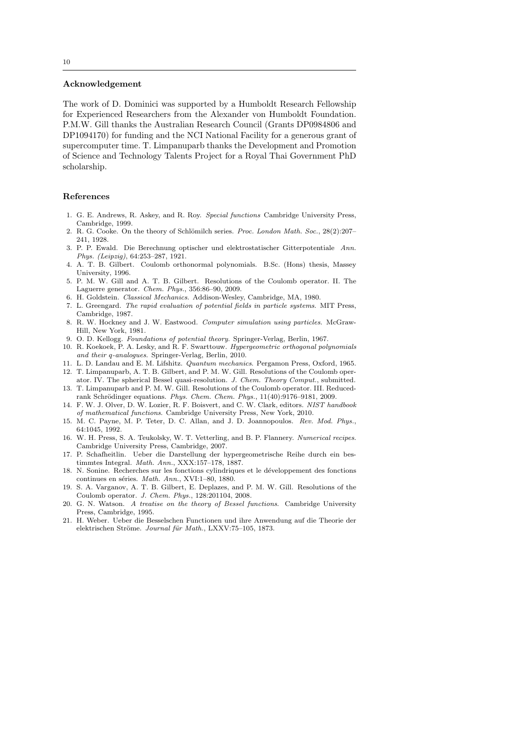## Acknowledgement

The work of D. Dominici was supported by a Humboldt Research Fellowship for Experienced Researchers from the Alexander von Humboldt Foundation. P.M.W. Gill thanks the Australian Research Council (Grants DP0984806 and DP1094170) for funding and the NCI National Facility for a generous grant of supercomputer time. T. Limpanuparb thanks the Development and Promotion of Science and Technology Talents Project for a Royal Thai Government PhD scholarship.

## References

1. G. E. Andrews, R. Askey, and R. Roy. *Special functions* Cambridge University Press, Cambridge, 1999.
2. R. G. Cooke. On the theory of Schlömilch series. *Proc. London Math. Soc.*, 28(2):207–241, 1928.
3. P. P. Ewald. Die Berechnung optischer und elektrostatischer Gitterpotentiale *Ann. Phys. (Leipzig)*, 64:253–287, 1921.
4. A. T. B. Gilbert. Coulomb orthonormal polynomials. B.Sc. (Hons) thesis, Massey University, 1996.
5. P. M. W. Gill and A. T. B. Gilbert. Resolutions of the Coulomb operator. II. The Laguerre generator. *Chem. Phys.*, 356:86–90, 2009.
6. H. Goldstein. *Classical Mechanics*. Addison-Wesley, Cambridge, MA, 1980.
7. L. Greengard. *The rapid evaluation of potential fields in particle systems*. MIT Press, Cambridge, 1987.
8. R. W. Hockney and J. W. Eastwood. *Computer simulation using particles*. McGraw-Hill, New York, 1981.
9. O. D. Kellogg. *Foundations of potential theory*. Springer-Verlag, Berlin, 1967.
10. R. Koekoek, P. A. Lesky, and R. F. Swarttouw. *Hypergeometric orthogonal polynomials and their q-analogues*. Springer-Verlag, Berlin, 2010.
11. L. D. Landau and E. M. Lifshitz. *Quantum mechanics*. Pergamon Press, Oxford, 1965.
12. T. Limpanuparb, A. T. B. Gilbert, and P. M. W. Gill. Resolutions of the Coulomb operator. IV. The spherical Bessel quasi-resolution. *J. Chem. Theory Comput.*, submitted.
13. T. Limpanuparb and P. M. W. Gill. Resolutions of the Coulomb operator. III. Reduced-rank Schrödinger equations. *Phys. Chem. Chem. Phys.*, 11(40):9176–9181, 2009.
14. F. W. J. Olver, D. W. Lozier, R. F. Boisvert, and C. W. Clark, editors. *NIST handbook of mathematical functions*. Cambridge University Press, New York, 2010.
15. M. C. Payne, M. P. Teter, D. C. Allan, and J. D. Joannopoulos. *Rev. Mod. Phys.*, 64:1045, 1992.
16. W. H. Press, S. A. Teukolsky, W. T. Vetterling, and B. P. Flannery. *Numerical recipes*. Cambridge University Press, Cambridge, 2007.
17. P. Schafheitlin. Ueber die Darstellung der hypergeometrische Reihe durch ein bestimmtes Integral. *Math. Ann.*, XXX:157–178, 1887.
18. N. Sonine. Recherches sur les fonctions cylindriques et le développement des fonctions continues en séries. *Math. Ann.*, XVI:1–80, 1880.
19. S. A. Varganov, A. T. B. Gilbert, E. Deplazes, and P. M. W. Gill. Resolutions of the Coulomb operator. *J. Chem. Phys.*, 128:201104, 2008.
20. G. N. Watson. *A treatise on the theory of Bessel functions*. Cambridge University Press, Cambridge, 1995.
21. H. Weber. Ueber die Besselschen Functionen und ihre Anwendung auf die Theorie der elektrischen Ströme. *Journal für Math.*, LXXV:75–105, 1873.